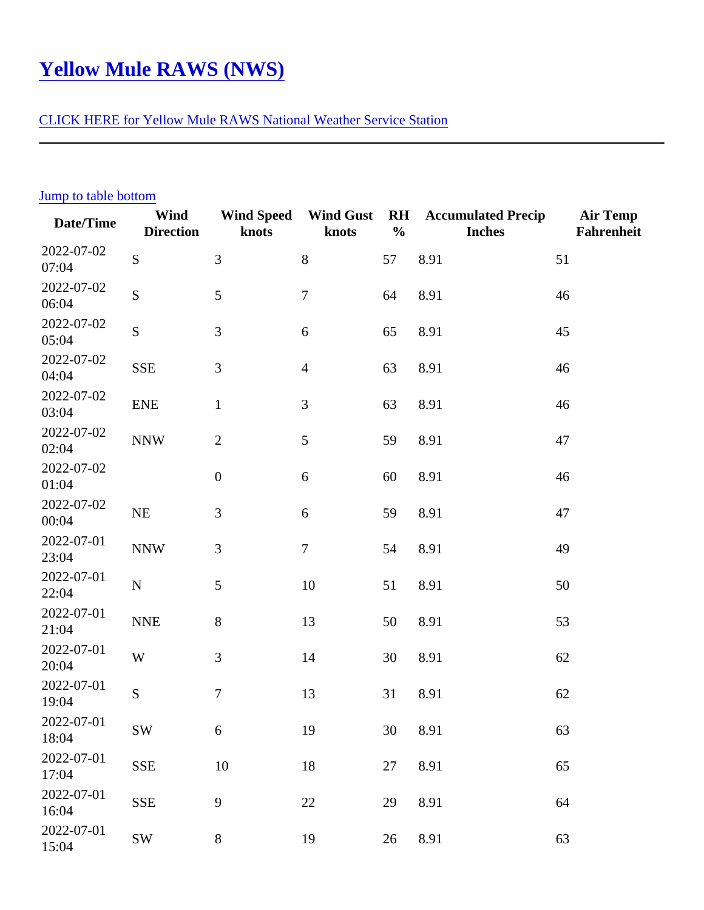# [Yellow Mule RAWS (NWS)](#)

[CLICK HERE for Yellow Mule RAWS National Weather Service Station](#)

---

[Jump to table bottom](#)

| Date/Time | Wind Direction | Wind Speed knots | Wind Gust knots | RH % | Accumulated Precip Inches | Air Temp Fahrenheit |
|---|---|---|---|---|---|---|
| 2022-07-02 07:04 | S | 3 | 8 | 57 | 8.91 | 51 |
| 2022-07-02 06:04 | S | 5 | 7 | 64 | 8.91 | 46 |
| 2022-07-02 05:04 | S | 3 | 6 | 65 | 8.91 | 45 |
| 2022-07-02 04:04 | SSE | 3 | 4 | 63 | 8.91 | 46 |
| 2022-07-02 03:04 | ENE | 1 | 3 | 63 | 8.91 | 46 |
| 2022-07-02 02:04 | NNW | 2 | 5 | 59 | 8.91 | 47 |
| 2022-07-02 01:04 | | 0 | 6 | 60 | 8.91 | 46 |
| 2022-07-02 00:04 | NE | 3 | 6 | 59 | 8.91 | 47 |
| 2022-07-01 23:04 | NNW | 3 | 7 | 54 | 8.91 | 49 |
| 2022-07-01 22:04 | N | 5 | 10 | 51 | 8.91 | 50 |
| 2022-07-01 21:04 | NNE | 8 | 13 | 50 | 8.91 | 53 |
| 2022-07-01 20:04 | W | 3 | 14 | 30 | 8.91 | 62 |
| 2022-07-01 19:04 | S | 7 | 13 | 31 | 8.91 | 62 |
| 2022-07-01 18:04 | SW | 6 | 19 | 30 | 8.91 | 63 |
| 2022-07-01 17:04 | SSE | 10 | 18 | 27 | 8.91 | 65 |
| 2022-07-01 16:04 | SSE | 9 | 22 | 29 | 8.91 | 64 |
| 2022-07-01 15:04 | SW | 8 | 19 | 26 | 8.91 | 63 |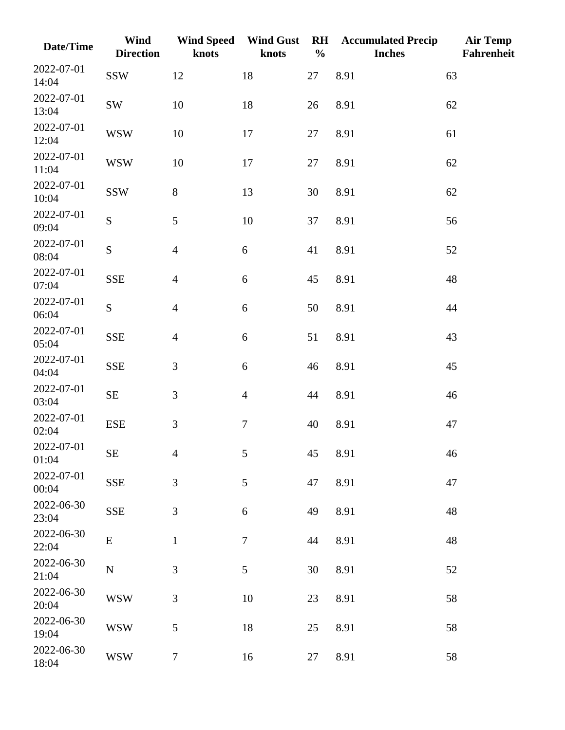| Date/Time | Wind Direction | Wind Speed knots | Wind Gust knots | RH % | Accumulated Precip Inches | Air Temp Fahrenheit |
|---|---|---|---|---|---|---|
| 2022-07-01 14:04 | SSW | 12 | 18 | 27 | 8.91 | 63 |
| 2022-07-01 13:04 | SW | 10 | 18 | 26 | 8.91 | 62 |
| 2022-07-01 12:04 | WSW | 10 | 17 | 27 | 8.91 | 61 |
| 2022-07-01 11:04 | WSW | 10 | 17 | 27 | 8.91 | 62 |
| 2022-07-01 10:04 | SSW | 8 | 13 | 30 | 8.91 | 62 |
| 2022-07-01 09:04 | S | 5 | 10 | 37 | 8.91 | 56 |
| 2022-07-01 08:04 | S | 4 | 6 | 41 | 8.91 | 52 |
| 2022-07-01 07:04 | SSE | 4 | 6 | 45 | 8.91 | 48 |
| 2022-07-01 06:04 | S | 4 | 6 | 50 | 8.91 | 44 |
| 2022-07-01 05:04 | SSE | 4 | 6 | 51 | 8.91 | 43 |
| 2022-07-01 04:04 | SSE | 3 | 6 | 46 | 8.91 | 45 |
| 2022-07-01 03:04 | SE | 3 | 4 | 44 | 8.91 | 46 |
| 2022-07-01 02:04 | ESE | 3 | 7 | 40 | 8.91 | 47 |
| 2022-07-01 01:04 | SE | 4 | 5 | 45 | 8.91 | 46 |
| 2022-07-01 00:04 | SSE | 3 | 5 | 47 | 8.91 | 47 |
| 2022-06-30 23:04 | SSE | 3 | 6 | 49 | 8.91 | 48 |
| 2022-06-30 22:04 | E | 1 | 7 | 44 | 8.91 | 48 |
| 2022-06-30 21:04 | N | 3 | 5 | 30 | 8.91 | 52 |
| 2022-06-30 20:04 | WSW | 3 | 10 | 23 | 8.91 | 58 |
| 2022-06-30 19:04 | WSW | 5 | 18 | 25 | 8.91 | 58 |
| 2022-06-30 18:04 | WSW | 7 | 16 | 27 | 8.91 | 58 |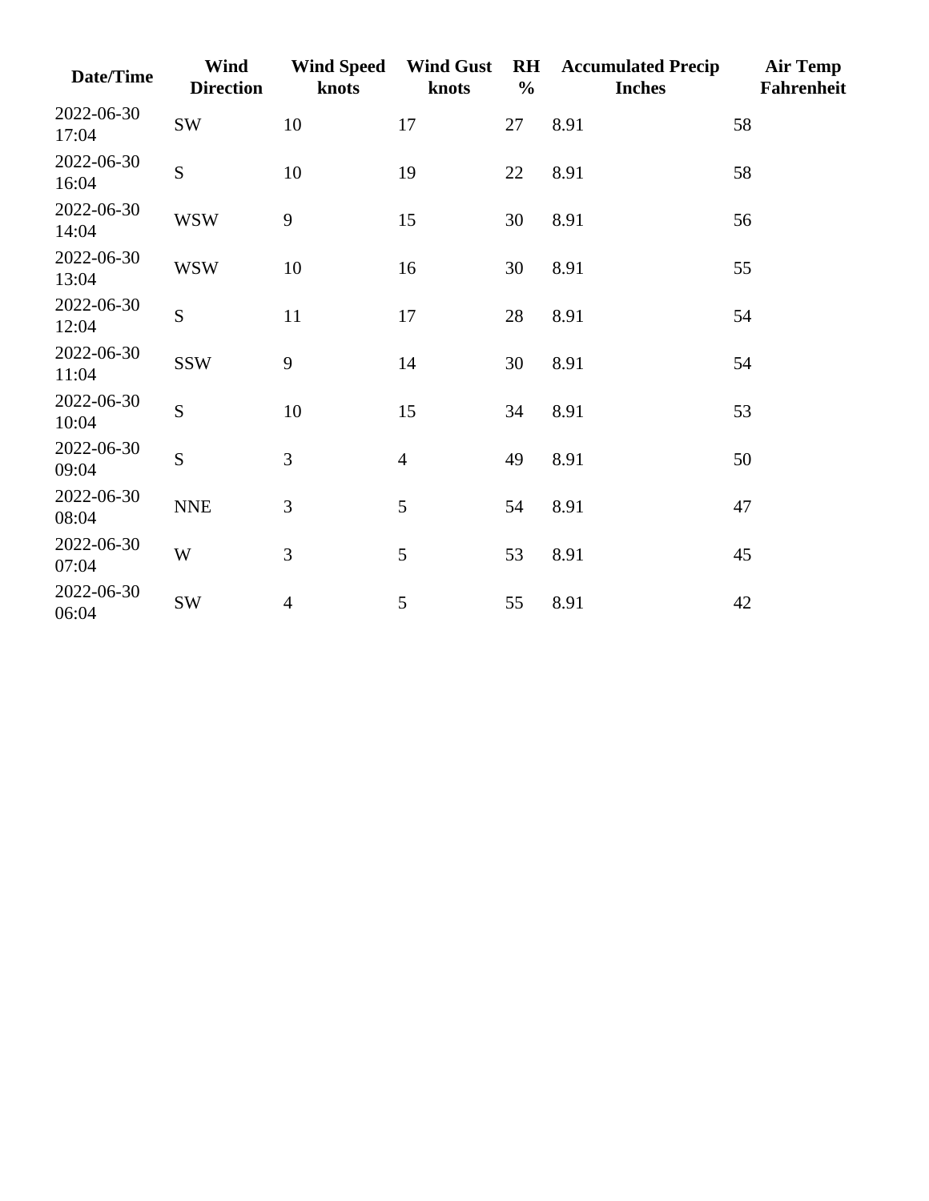| Date/Time | Wind Direction | Wind Speed knots | Wind Gust knots | RH % | Accumulated Precip Inches | Air Temp Fahrenheit |
|---|---|---|---|---|---|---|
| 2022-06-30 17:04 | SW | 10 | 17 | 27 | 8.91 | 58 |
| 2022-06-30 16:04 | S | 10 | 19 | 22 | 8.91 | 58 |
| 2022-06-30 14:04 | WSW | 9 | 15 | 30 | 8.91 | 56 |
| 2022-06-30 13:04 | WSW | 10 | 16 | 30 | 8.91 | 55 |
| 2022-06-30 12:04 | S | 11 | 17 | 28 | 8.91 | 54 |
| 2022-06-30 11:04 | SSW | 9 | 14 | 30 | 8.91 | 54 |
| 2022-06-30 10:04 | S | 10 | 15 | 34 | 8.91 | 53 |
| 2022-06-30 09:04 | S | 3 | 4 | 49 | 8.91 | 50 |
| 2022-06-30 08:04 | NNE | 3 | 5 | 54 | 8.91 | 47 |
| 2022-06-30 07:04 | W | 3 | 5 | 53 | 8.91 | 45 |
| 2022-06-30 06:04 | SW | 4 | 5 | 55 | 8.91 | 42 |